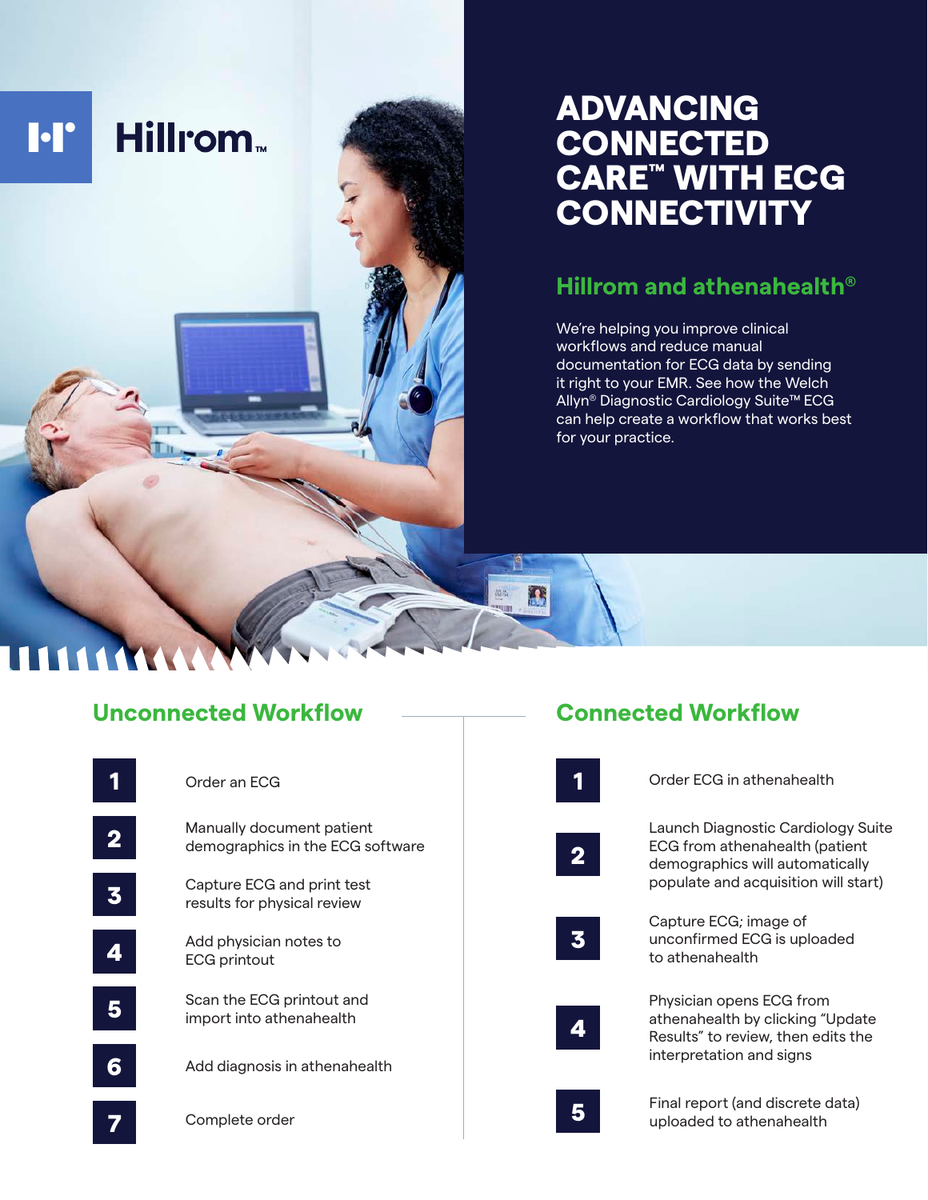Hillrom™

# ADVANCING CONNECTED CARE™ WITH ECG CONNECTIVITY

## Hillrom and athenahealth®

We're helping you improve clinical workflows and reduce manual documentation for ECG data by sending it right to your EMR. See how the Welch Allyn® Diagnostic Cardiology Suite™ ECG can help create a workflow that works best for your practice.

## Unconnected Workflow

1. Order an ECG
2. Manually document patient demographics in the ECG software
3. Capture ECG and print test results for physical review
4. Add physician notes to ECG printout
5. Scan the ECG printout and import into athenahealth
6. Add diagnosis in athenahealth
7. Complete order

## Connected Workflow

1. Order ECG in athenahealth
2. Launch Diagnostic Cardiology Suite ECG from athenahealth (patient demographics will automatically populate and acquisition will start)
3. Capture ECG; image of unconfirmed ECG is uploaded to athenahealth
4. Physician opens ECG from athenahealth by clicking "Update Results" to review, then edits the interpretation and signs
5. Final report (and discrete data) uploaded to athenahealth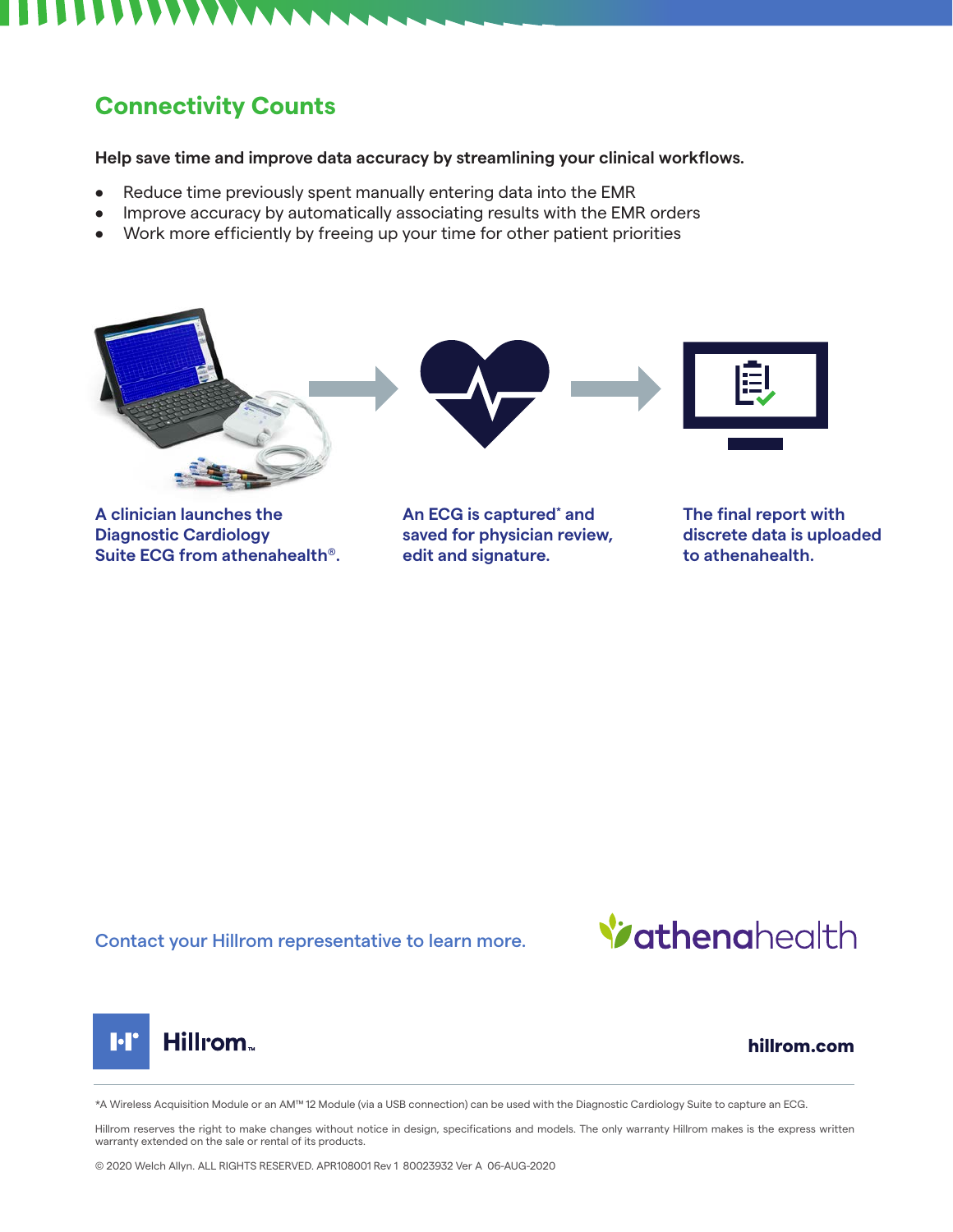## Connectivity Counts

**Help save time and improve data accuracy by streamlining your clinical workflows.**

- Reduce time previously spent manually entering data into the EMR
- Improve accuracy by automatically associating results with the EMR orders
- Work more efficiently by freeing up your time for other patient priorities

A clinician launches the Diagnostic Cardiology Suite ECG from athenahealth®.

An ECG is captured* and saved for physician review, edit and signature.

The final report with discrete data is uploaded to athenahealth.

Contact your Hillrom representative to learn more.

athenahealth

Hillrom™

hillrom.com

*A Wireless Acquisition Module or an AM™ 12 Module (via a USB connection) can be used with the Diagnostic Cardiology Suite to capture an ECG.

Hillrom reserves the right to make changes without notice in design, specifications and models. The only warranty Hillrom makes is the express written warranty extended on the sale or rental of its products.

© 2020 Welch Allyn. ALL RIGHTS RESERVED. APR108001 Rev 1 80023932 Ver A 06-AUG-2020